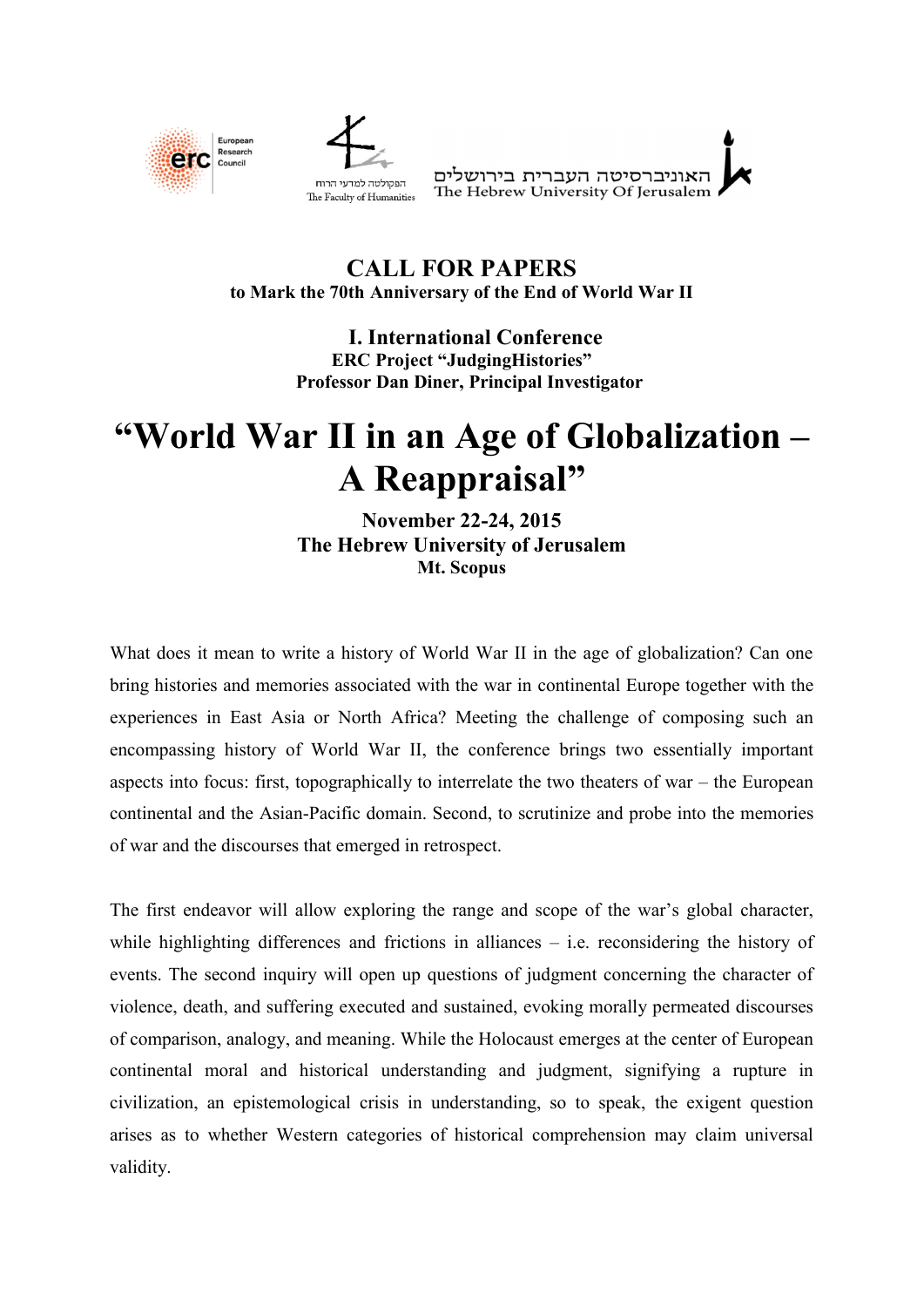European Research Council

הפקולטה למדעי הרוח
The Faculty of Humanities

האוניברסיטה העברית בירושלים
The Hebrew University Of Jerusalem

# CALL FOR PAPERS

**to Mark the 70th Anniversary of the End of World War II**

## I. International Conference

**ERC Project "JudgingHistories"**
**Professor Dan Diner, Principal Investigator**

# "World War II in an Age of Globalization – A Reappraisal"

**November 22-24, 2015**
**The Hebrew University of Jerusalem**
**Mt. Scopus**

What does it mean to write a history of World War II in the age of globalization? Can one bring histories and memories associated with the war in continental Europe together with the experiences in East Asia or North Africa? Meeting the challenge of composing such an encompassing history of World War II, the conference brings two essentially important aspects into focus: first, topographically to interrelate the two theaters of war – the European continental and the Asian-Pacific domain. Second, to scrutinize and probe into the memories of war and the discourses that emerged in retrospect.

The first endeavor will allow exploring the range and scope of the war's global character, while highlighting differences and frictions in alliances – i.e. reconsidering the history of events. The second inquiry will open up questions of judgment concerning the character of violence, death, and suffering executed and sustained, evoking morally permeated discourses of comparison, analogy, and meaning. While the Holocaust emerges at the center of European continental moral and historical understanding and judgment, signifying a rupture in civilization, an epistemological crisis in understanding, so to speak, the exigent question arises as to whether Western categories of historical comprehension may claim universal validity.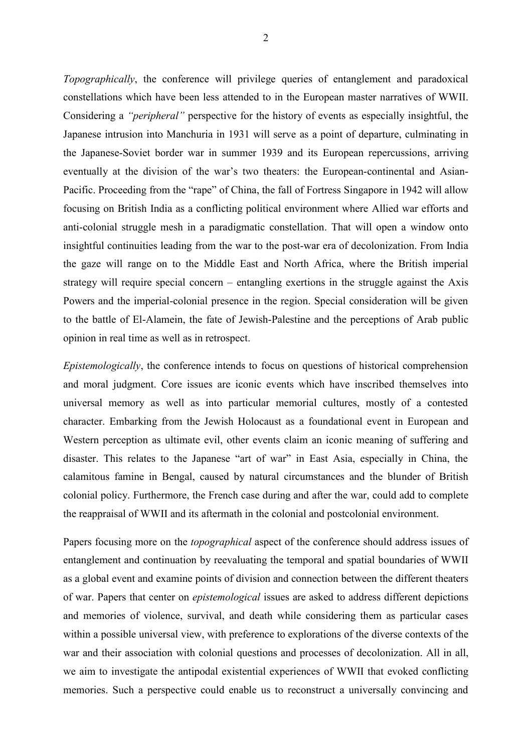*Topographically*, the conference will privilege queries of entanglement and paradoxical constellations which have been less attended to in the European master narratives of WWII. Considering a *"peripheral"* perspective for the history of events as especially insightful, the Japanese intrusion into Manchuria in 1931 will serve as a point of departure, culminating in the Japanese-Soviet border war in summer 1939 and its European repercussions, arriving eventually at the division of the war's two theaters: the European-continental and Asian-Pacific. Proceeding from the "rape" of China, the fall of Fortress Singapore in 1942 will allow focusing on British India as a conflicting political environment where Allied war efforts and anti-colonial struggle mesh in a paradigmatic constellation. That will open a window onto insightful continuities leading from the war to the post-war era of decolonization. From India the gaze will range on to the Middle East and North Africa, where the British imperial strategy will require special concern – entangling exertions in the struggle against the Axis Powers and the imperial-colonial presence in the region. Special consideration will be given to the battle of El-Alamein, the fate of Jewish-Palestine and the perceptions of Arab public opinion in real time as well as in retrospect.

*Epistemologically*, the conference intends to focus on questions of historical comprehension and moral judgment. Core issues are iconic events which have inscribed themselves into universal memory as well as into particular memorial cultures, mostly of a contested character. Embarking from the Jewish Holocaust as a foundational event in European and Western perception as ultimate evil, other events claim an iconic meaning of suffering and disaster. This relates to the Japanese "art of war" in East Asia, especially in China, the calamitous famine in Bengal, caused by natural circumstances and the blunder of British colonial policy. Furthermore, the French case during and after the war, could add to complete the reappraisal of WWII and its aftermath in the colonial and postcolonial environment.

Papers focusing more on the *topographical* aspect of the conference should address issues of entanglement and continuation by reevaluating the temporal and spatial boundaries of WWII as a global event and examine points of division and connection between the different theaters of war. Papers that center on *epistemological* issues are asked to address different depictions and memories of violence, survival, and death while considering them as particular cases within a possible universal view, with preference to explorations of the diverse contexts of the war and their association with colonial questions and processes of decolonization. All in all, we aim to investigate the antipodal existential experiences of WWII that evoked conflicting memories. Such a perspective could enable us to reconstruct a universally convincing and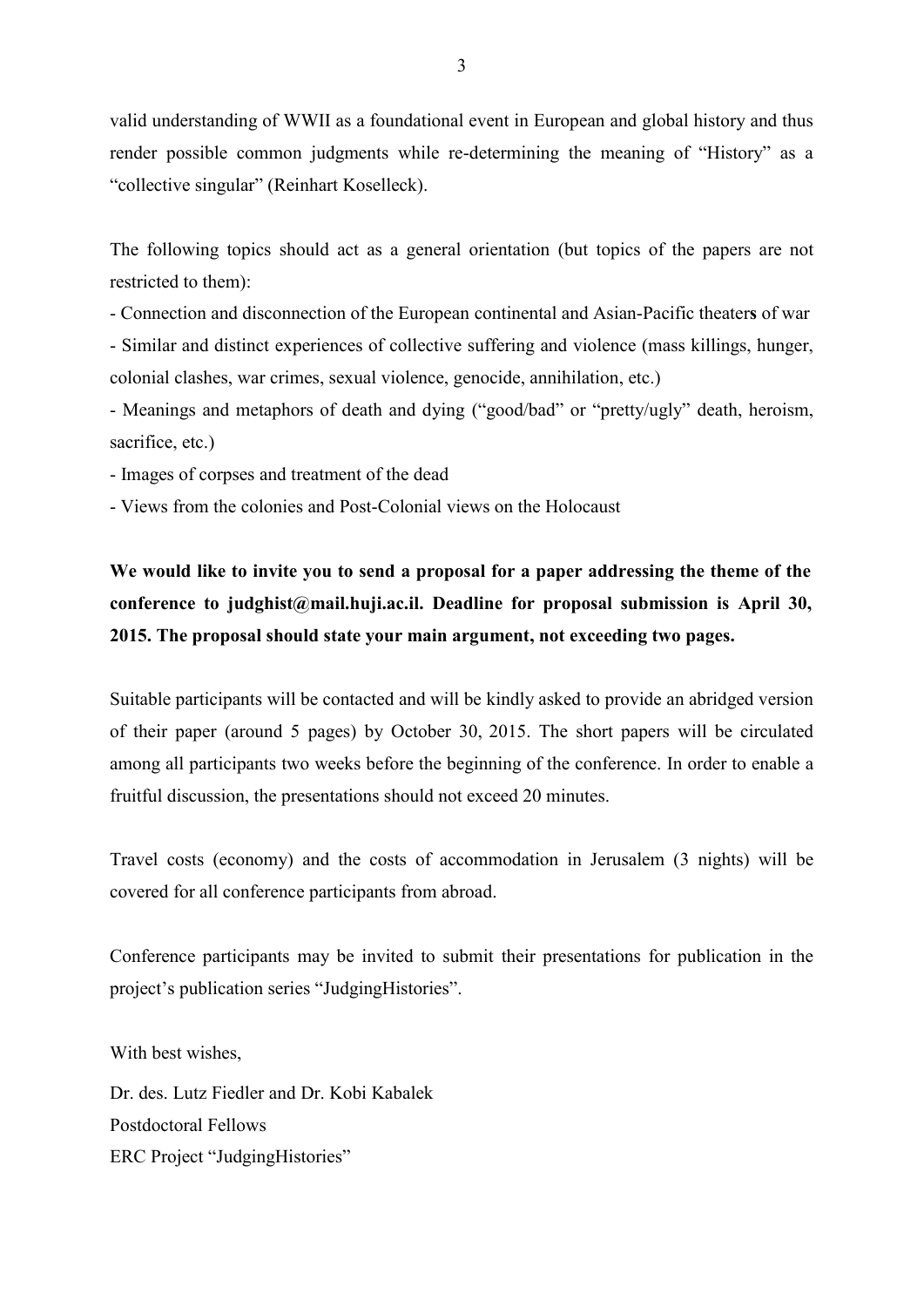valid understanding of WWII as a foundational event in European and global history and thus render possible common judgments while re-determining the meaning of "History" as a "collective singular" (Reinhart Koselleck).

The following topics should act as a general orientation (but topics of the papers are not restricted to them):

- Connection and disconnection of the European continental and Asian-Pacific theaters of war
- Similar and distinct experiences of collective suffering and violence (mass killings, hunger, colonial clashes, war crimes, sexual violence, genocide, annihilation, etc.)
- Meanings and metaphors of death and dying ("good/bad" or "pretty/ugly" death, heroism, sacrifice, etc.)
- Images of corpses and treatment of the dead
- Views from the colonies and Post-Colonial views on the Holocaust

**We would like to invite you to send a proposal for a paper addressing the theme of the conference to judghist@mail.huji.ac.il. Deadline for proposal submission is April 30, 2015. The proposal should state your main argument, not exceeding two pages.**

Suitable participants will be contacted and will be kindly asked to provide an abridged version of their paper (around 5 pages) by October 30, 2015. The short papers will be circulated among all participants two weeks before the beginning of the conference. In order to enable a fruitful discussion, the presentations should not exceed 20 minutes.

Travel costs (economy) and the costs of accommodation in Jerusalem (3 nights) will be covered for all conference participants from abroad.

Conference participants may be invited to submit their presentations for publication in the project's publication series "JudgingHistories".

With best wishes,

Dr. des. Lutz Fiedler and Dr. Kobi Kabalek
Postdoctoral Fellows
ERC Project "JudgingHistories"